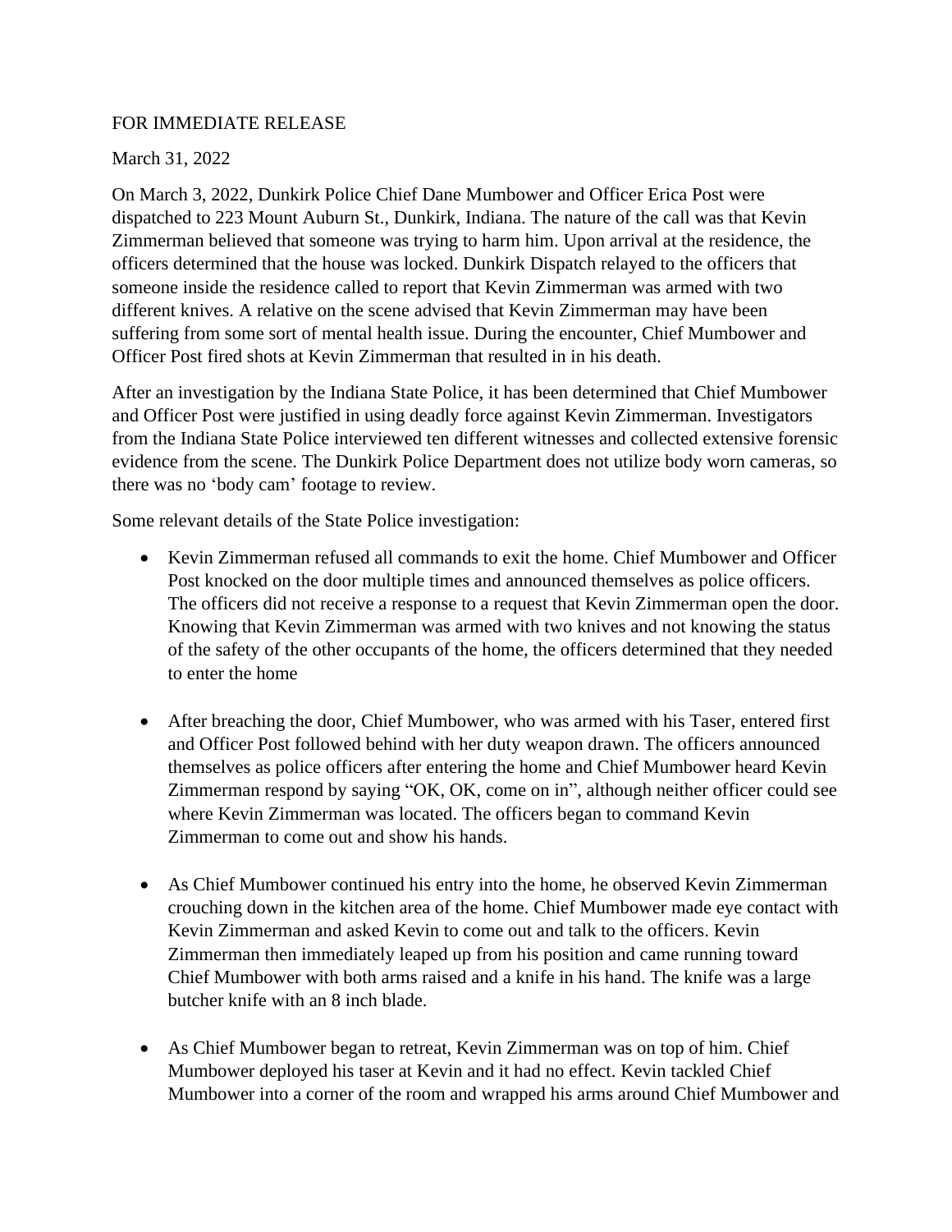FOR IMMEDIATE RELEASE

March 31, 2022

On March 3, 2022, Dunkirk Police Chief Dane Mumbower and Officer Erica Post were dispatched to 223 Mount Auburn St., Dunkirk, Indiana. The nature of the call was that Kevin Zimmerman believed that someone was trying to harm him. Upon arrival at the residence, the officers determined that the house was locked. Dunkirk Dispatch relayed to the officers that someone inside the residence called to report that Kevin Zimmerman was armed with two different knives. A relative on the scene advised that Kevin Zimmerman may have been suffering from some sort of mental health issue. During the encounter, Chief Mumbower and Officer Post fired shots at Kevin Zimmerman that resulted in in his death.

After an investigation by the Indiana State Police, it has been determined that Chief Mumbower and Officer Post were justified in using deadly force against Kevin Zimmerman. Investigators from the Indiana State Police interviewed ten different witnesses and collected extensive forensic evidence from the scene. The Dunkirk Police Department does not utilize body worn cameras, so there was no 'body cam' footage to review.

Some relevant details of the State Police investigation:

- Kevin Zimmerman refused all commands to exit the home. Chief Mumbower and Officer Post knocked on the door multiple times and announced themselves as police officers. The officers did not receive a response to a request that Kevin Zimmerman open the door. Knowing that Kevin Zimmerman was armed with two knives and not knowing the status of the safety of the other occupants of the home, the officers determined that they needed to enter the home

- After breaching the door, Chief Mumbower, who was armed with his Taser, entered first and Officer Post followed behind with her duty weapon drawn. The officers announced themselves as police officers after entering the home and Chief Mumbower heard Kevin Zimmerman respond by saying "OK, OK, come on in", although neither officer could see where Kevin Zimmerman was located. The officers began to command Kevin Zimmerman to come out and show his hands.

- As Chief Mumbower continued his entry into the home, he observed Kevin Zimmerman crouching down in the kitchen area of the home. Chief Mumbower made eye contact with Kevin Zimmerman and asked Kevin to come out and talk to the officers. Kevin Zimmerman then immediately leaped up from his position and came running toward Chief Mumbower with both arms raised and a knife in his hand. The knife was a large butcher knife with an 8 inch blade.

- As Chief Mumbower began to retreat, Kevin Zimmerman was on top of him. Chief Mumbower deployed his taser at Kevin and it had no effect. Kevin tackled Chief Mumbower into a corner of the room and wrapped his arms around Chief Mumbower and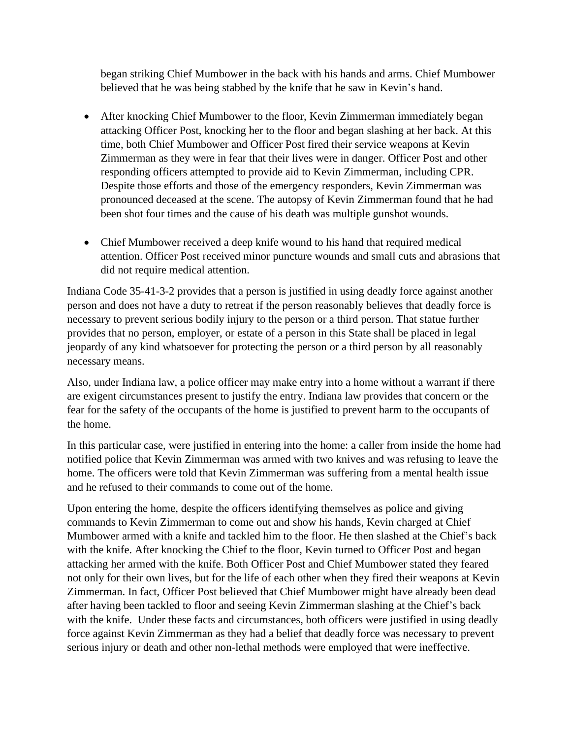began striking Chief Mumbower in the back with his hands and arms. Chief Mumbower believed that he was being stabbed by the knife that he saw in Kevin's hand.

- After knocking Chief Mumbower to the floor, Kevin Zimmerman immediately began attacking Officer Post, knocking her to the floor and began slashing at her back. At this time, both Chief Mumbower and Officer Post fired their service weapons at Kevin Zimmerman as they were in fear that their lives were in danger. Officer Post and other responding officers attempted to provide aid to Kevin Zimmerman, including CPR. Despite those efforts and those of the emergency responders, Kevin Zimmerman was pronounced deceased at the scene. The autopsy of Kevin Zimmerman found that he had been shot four times and the cause of his death was multiple gunshot wounds.

- Chief Mumbower received a deep knife wound to his hand that required medical attention. Officer Post received minor puncture wounds and small cuts and abrasions that did not require medical attention.

Indiana Code 35-41-3-2 provides that a person is justified in using deadly force against another person and does not have a duty to retreat if the person reasonably believes that deadly force is necessary to prevent serious bodily injury to the person or a third person. That statue further provides that no person, employer, or estate of a person in this State shall be placed in legal jeopardy of any kind whatsoever for protecting the person or a third person by all reasonably necessary means.

Also, under Indiana law, a police officer may make entry into a home without a warrant if there are exigent circumstances present to justify the entry. Indiana law provides that concern or the fear for the safety of the occupants of the home is justified to prevent harm to the occupants of the home.

In this particular case, were justified in entering into the home: a caller from inside the home had notified police that Kevin Zimmerman was armed with two knives and was refusing to leave the home. The officers were told that Kevin Zimmerman was suffering from a mental health issue and he refused to their commands to come out of the home.

Upon entering the home, despite the officers identifying themselves as police and giving commands to Kevin Zimmerman to come out and show his hands, Kevin charged at Chief Mumbower armed with a knife and tackled him to the floor. He then slashed at the Chief's back with the knife. After knocking the Chief to the floor, Kevin turned to Officer Post and began attacking her armed with the knife. Both Officer Post and Chief Mumbower stated they feared not only for their own lives, but for the life of each other when they fired their weapons at Kevin Zimmerman. In fact, Officer Post believed that Chief Mumbower might have already been dead after having been tackled to floor and seeing Kevin Zimmerman slashing at the Chief's back with the knife. Under these facts and circumstances, both officers were justified in using deadly force against Kevin Zimmerman as they had a belief that deadly force was necessary to prevent serious injury or death and other non-lethal methods were employed that were ineffective.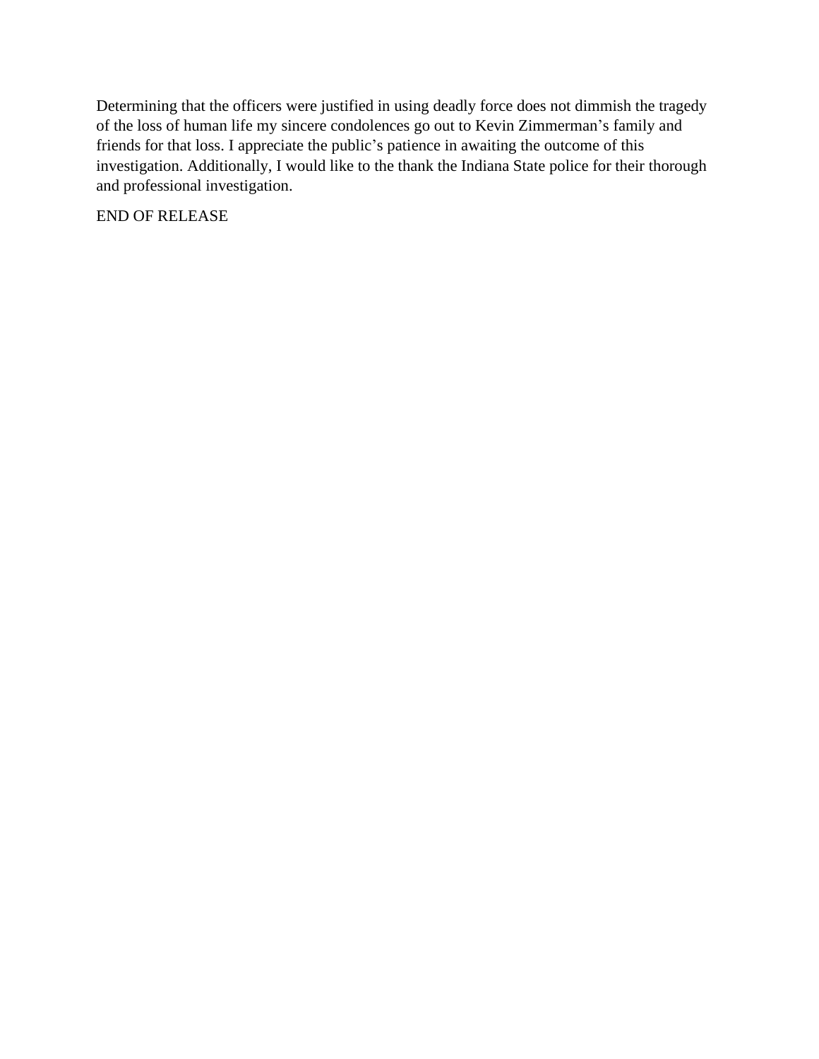Determining that the officers were justified in using deadly force does not dimmish the tragedy of the loss of human life my sincere condolences go out to Kevin Zimmerman's family and friends for that loss. I appreciate the public's patience in awaiting the outcome of this investigation. Additionally, I would like to the thank the Indiana State police for their thorough and professional investigation.

END OF RELEASE